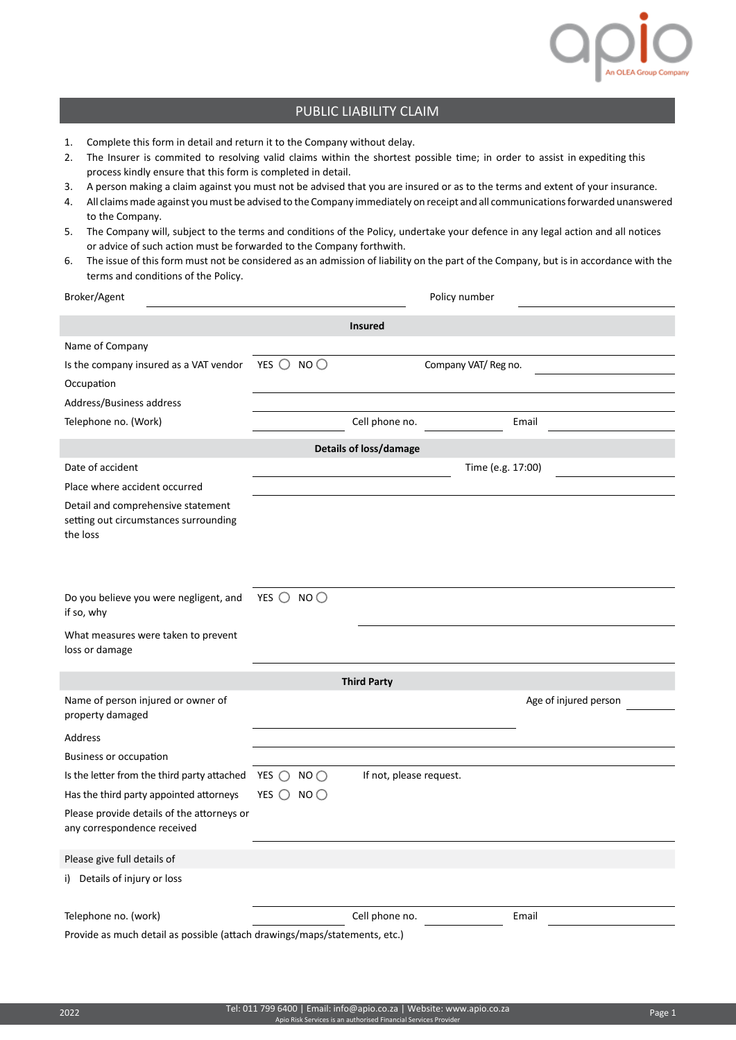# PUBLIC LIABILITY CLAIM

1. Complete this form in detail and return it to the Company without delay.
2. The Insurer is commited to resolving valid claims within the shortest possible time; in order to assist in expediting this process kindly ensure that this form is completed in detail.
3. A person making a claim against you must not be advised that you are insured or as to the terms and extent of your insurance.
4. All claims made against you must be advised to the Company immediately on receipt and all communications forwarded unanswered to the Company.
5. The Company will, subject to the terms and conditions of the Policy, undertake your defence in any legal action and all notices or advice of such action must be forwarded to the Company forthwith.
6. The issue of this form must not be considered as an admission of liability on the part of the Company, but is in accordance with the terms and conditions of the Policy.

Broker/Agent ______________________ Policy number ______________________

## Insured

Name of Company ______________________

Is the company insured as a VAT vendor YES ○ NO ○ Company VAT/ Reg no. ______________________

Occupation ______________________

Address/Business address ______________________

Telephone no. (Work) ______________________ Cell phone no. ______________________ Email ______________________

## Details of loss/damage

Date of accident ______________________ Time (e.g. 17:00) ______________________

Place where accident occurred ______________________

Detail and comprehensive statement setting out circumstances surrounding the loss ______________________

Do you believe you were negligent, and if so, why YES ○ NO ○ ______________________

What measures were taken to prevent loss or damage ______________________

## Third Party

Name of person injured or owner of property damaged ______________________ Age of injured person ______________________

Address ______________________

Business or occupation ______________________

Is the letter from the third party attached YES ○ NO ○ If not, please request.

Has the third party appointed attorneys YES ○ NO ○

Please provide details of the attorneys or any correspondence received ______________________

Please give full details of

i) Details of injury or loss ______________________

Telephone no. (work) ______________________ Cell phone no. ______________________ Email ______________________

Provide as much detail as possible (attach drawings/maps/statements, etc.)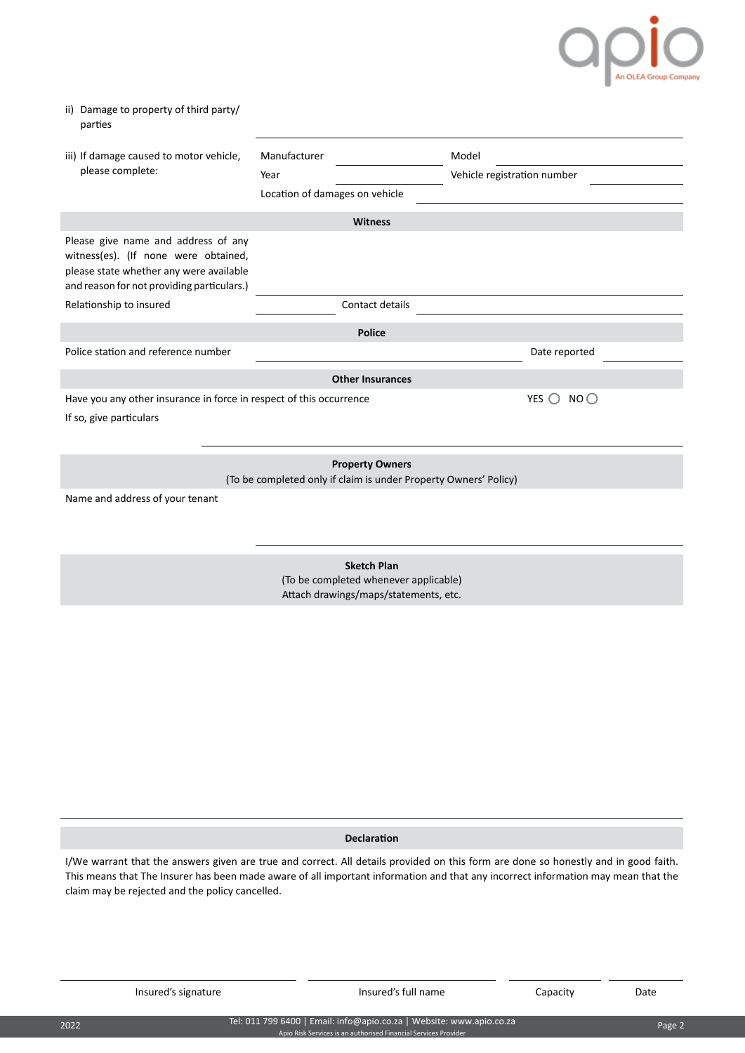ii) Damage to property of third party/ parties

iii) If damage caused to motor vehicle, please complete:

| | | | |
|---|---|---|---|
| Manufacturer | | Model | |
| Year | | Vehicle registration number | |
| Location of damages on vehicle | | | |

## Witness

Please give name and address of any witness(es). (If none were obtained, please state whether any were available and reason for not providing particulars.)

| | | | |
|---|---|---|---|
| Relationship to insured | | Contact details | |

## Police

| | | | |
|---|---|---|---|
| Police station and reference number | | Date reported | |

## Other Insurances

Have you any other insurance in force in respect of this occurrence YES ◯ NO ◯

If so, give particulars

## Property Owners

(To be completed only if claim is under Property Owners' Policy)

Name and address of your tenant

## Sketch Plan

(To be completed whenever applicable)

Attach drawings/maps/statements, etc.

## Declaration

I/We warrant that the answers given are true and correct. All details provided on this form are done so honestly and in good faith. This means that The Insurer has been made aware of all important information and that any incorrect information may mean that the claim may be rejected and the policy cancelled.

| Insured's signature | Insured's full name | Capacity | Date |
|---|---|---|---|
| | | | |

Tel: 011 799 6400 | Email: info@apio.co.za | Website: www.apio.co.za

Apio Risk Services is an authorised Financial Services Provider